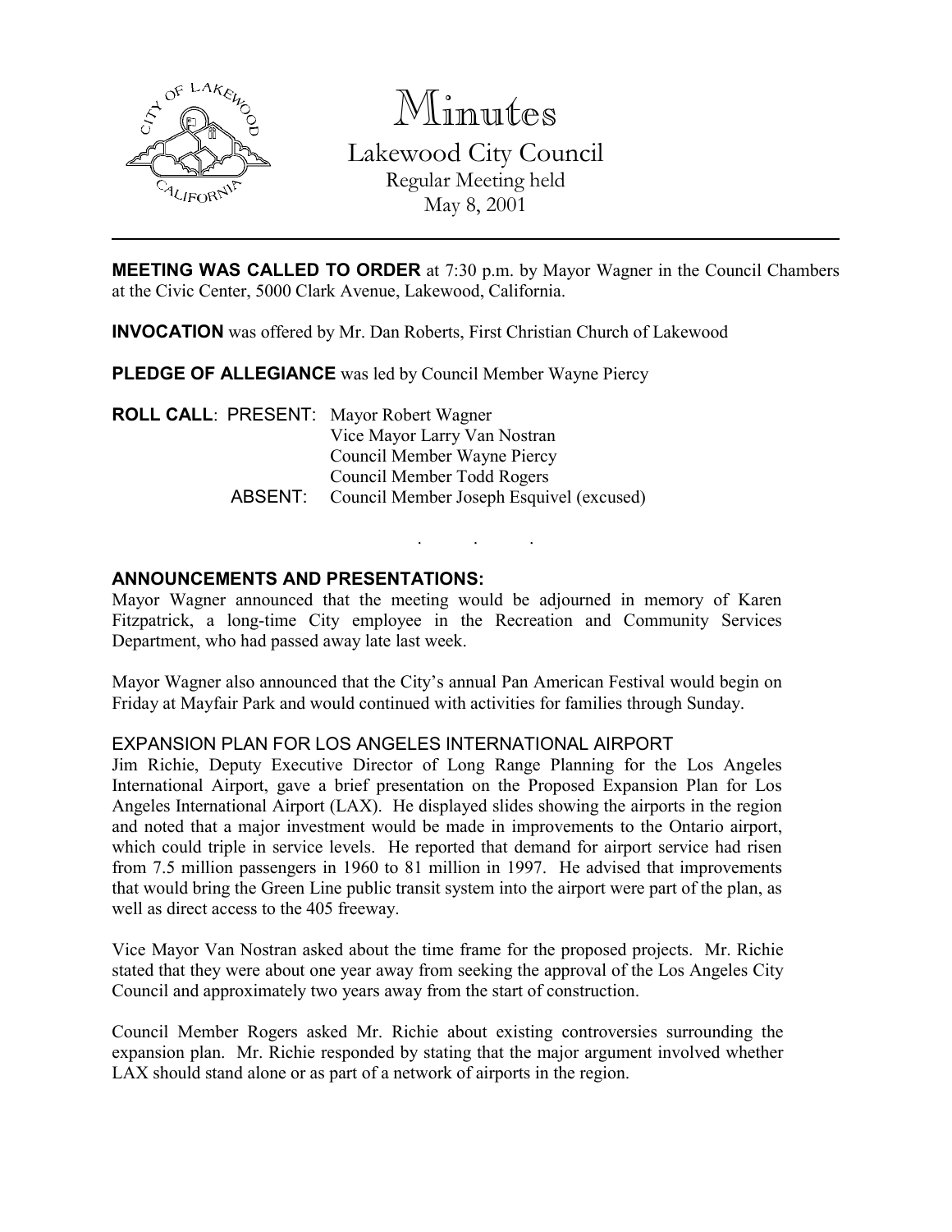# Minutes

## Lakewood City Council

Regular Meeting held
May 8, 2001

---

**MEETING WAS CALLED TO ORDER** at 7:30 p.m. by Mayor Wagner in the Council Chambers at the Civic Center, 5000 Clark Avenue, Lakewood, California.

**INVOCATION** was offered by Mr. Dan Roberts, First Christian Church of Lakewood

**PLEDGE OF ALLEGIANCE** was led by Council Member Wayne Piercy

**ROLL CALL**: PRESENT: Mayor Robert Wagner
Vice Mayor Larry Van Nostran
Council Member Wayne Piercy
Council Member Todd Rogers
ABSENT: Council Member Joseph Esquivel (excused)

. . .

**ANNOUNCEMENTS AND PRESENTATIONS:**

Mayor Wagner announced that the meeting would be adjourned in memory of Karen Fitzpatrick, a long-time City employee in the Recreation and Community Services Department, who had passed away late last week.

Mayor Wagner also announced that the City's annual Pan American Festival would begin on Friday at Mayfair Park and would continued with activities for families through Sunday.

EXPANSION PLAN FOR LOS ANGELES INTERNATIONAL AIRPORT

Jim Richie, Deputy Executive Director of Long Range Planning for the Los Angeles International Airport, gave a brief presentation on the Proposed Expansion Plan for Los Angeles International Airport (LAX). He displayed slides showing the airports in the region and noted that a major investment would be made in improvements to the Ontario airport, which could triple in service levels. He reported that demand for airport service had risen from 7.5 million passengers in 1960 to 81 million in 1997. He advised that improvements that would bring the Green Line public transit system into the airport were part of the plan, as well as direct access to the 405 freeway.

Vice Mayor Van Nostran asked about the time frame for the proposed projects. Mr. Richie stated that they were about one year away from seeking the approval of the Los Angeles City Council and approximately two years away from the start of construction.

Council Member Rogers asked Mr. Richie about existing controversies surrounding the expansion plan. Mr. Richie responded by stating that the major argument involved whether LAX should stand alone or as part of a network of airports in the region.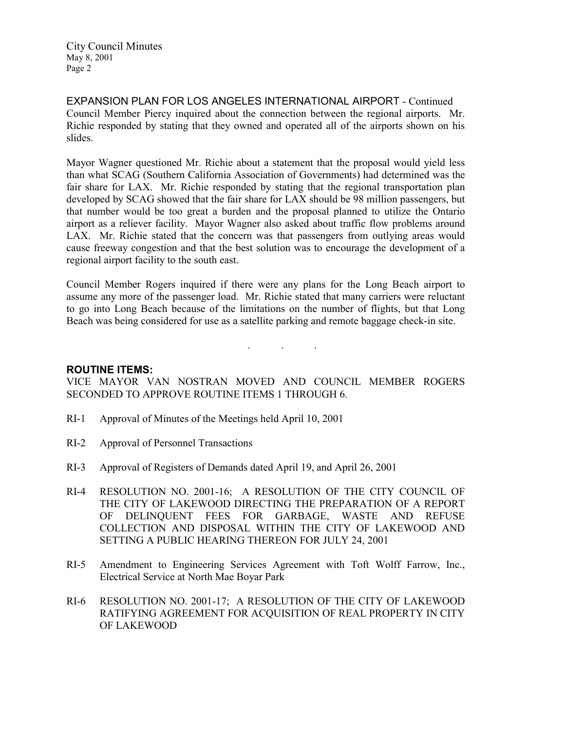EXPANSION PLAN FOR LOS ANGELES INTERNATIONAL AIRPORT - Continued

Council Member Piercy inquired about the connection between the regional airports. Mr. Richie responded by stating that they owned and operated all of the airports shown on his slides.

Mayor Wagner questioned Mr. Richie about a statement that the proposal would yield less than what SCAG (Southern California Association of Governments) had determined was the fair share for LAX. Mr. Richie responded by stating that the regional transportation plan developed by SCAG showed that the fair share for LAX should be 98 million passengers, but that number would be too great a burden and the proposal planned to utilize the Ontario airport as a reliever facility. Mayor Wagner also asked about traffic flow problems around LAX. Mr. Richie stated that the concern was that passengers from outlying areas would cause freeway congestion and that the best solution was to encourage the development of a regional airport facility to the south east.

Council Member Rogers inquired if there were any plans for the Long Beach airport to assume any more of the passenger load. Mr. Richie stated that many carriers were reluctant to go into Long Beach because of the limitations on the number of flights, but that Long Beach was being considered for use as a satellite parking and remote baggage check-in site.

. . .

**ROUTINE ITEMS:**

VICE MAYOR VAN NOSTRAN MOVED AND COUNCIL MEMBER ROGERS SECONDED TO APPROVE ROUTINE ITEMS 1 THROUGH 6.

RI-1 Approval of Minutes of the Meetings held April 10, 2001

RI-2 Approval of Personnel Transactions

RI-3 Approval of Registers of Demands dated April 19, and April 26, 2001

RI-4 RESOLUTION NO. 2001-16; A RESOLUTION OF THE CITY COUNCIL OF THE CITY OF LAKEWOOD DIRECTING THE PREPARATION OF A REPORT OF DELINQUENT FEES FOR GARBAGE, WASTE AND REFUSE COLLECTION AND DISPOSAL WITHIN THE CITY OF LAKEWOOD AND SETTING A PUBLIC HEARING THEREON FOR JULY 24, 2001

RI-5 Amendment to Engineering Services Agreement with Toft Wolff Farrow, Inc., Electrical Service at North Mae Boyar Park

RI-6 RESOLUTION NO. 2001-17; A RESOLUTION OF THE CITY OF LAKEWOOD RATIFYING AGREEMENT FOR ACQUISITION OF REAL PROPERTY IN CITY OF LAKEWOOD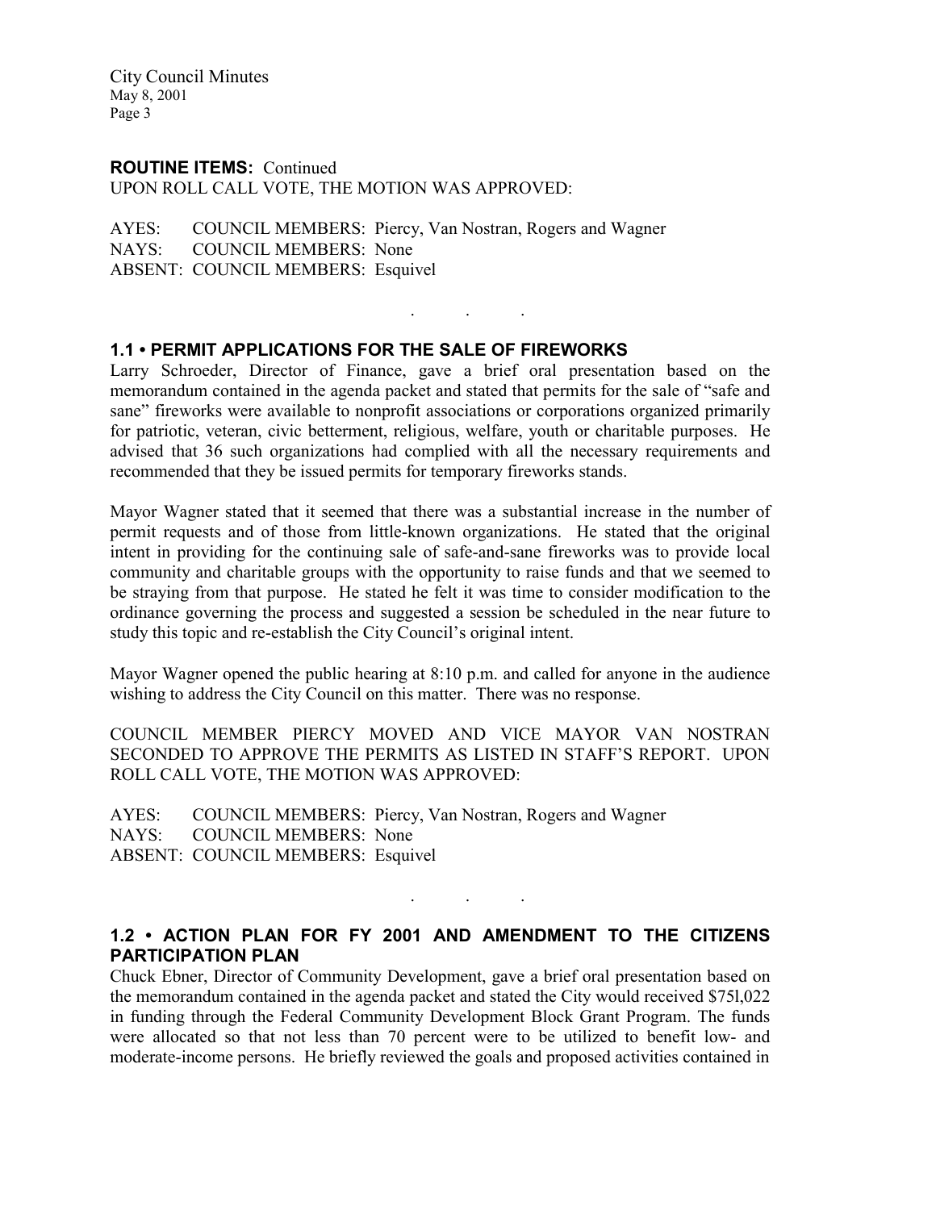**ROUTINE ITEMS:** Continued

UPON ROLL CALL VOTE, THE MOTION WAS APPROVED:

AYES: COUNCIL MEMBERS: Piercy, Van Nostran, Rogers and Wagner
NAYS: COUNCIL MEMBERS: None
ABSENT: COUNCIL MEMBERS: Esquivel

. . .

### 1.1 • PERMIT APPLICATIONS FOR THE SALE OF FIREWORKS

Larry Schroeder, Director of Finance, gave a brief oral presentation based on the memorandum contained in the agenda packet and stated that permits for the sale of "safe and sane" fireworks were available to nonprofit associations or corporations organized primarily for patriotic, veteran, civic betterment, religious, welfare, youth or charitable purposes. He advised that 36 such organizations had complied with all the necessary requirements and recommended that they be issued permits for temporary fireworks stands.

Mayor Wagner stated that it seemed that there was a substantial increase in the number of permit requests and of those from little-known organizations. He stated that the original intent in providing for the continuing sale of safe-and-sane fireworks was to provide local community and charitable groups with the opportunity to raise funds and that we seemed to be straying from that purpose. He stated he felt it was time to consider modification to the ordinance governing the process and suggested a session be scheduled in the near future to study this topic and re-establish the City Council's original intent.

Mayor Wagner opened the public hearing at 8:10 p.m. and called for anyone in the audience wishing to address the City Council on this matter. There was no response.

COUNCIL MEMBER PIERCY MOVED AND VICE MAYOR VAN NOSTRAN SECONDED TO APPROVE THE PERMITS AS LISTED IN STAFF'S REPORT. UPON ROLL CALL VOTE, THE MOTION WAS APPROVED:

AYES: COUNCIL MEMBERS: Piercy, Van Nostran, Rogers and Wagner
NAYS: COUNCIL MEMBERS: None
ABSENT: COUNCIL MEMBERS: Esquivel

. . .

### 1.2 • ACTION PLAN FOR FY 2001 AND AMENDMENT TO THE CITIZENS PARTICIPATION PLAN

Chuck Ebner, Director of Community Development, gave a brief oral presentation based on the memorandum contained in the agenda packet and stated the City would received $75l,022 in funding through the Federal Community Development Block Grant Program. The funds were allocated so that not less than 70 percent were to be utilized to benefit low- and moderate-income persons. He briefly reviewed the goals and proposed activities contained in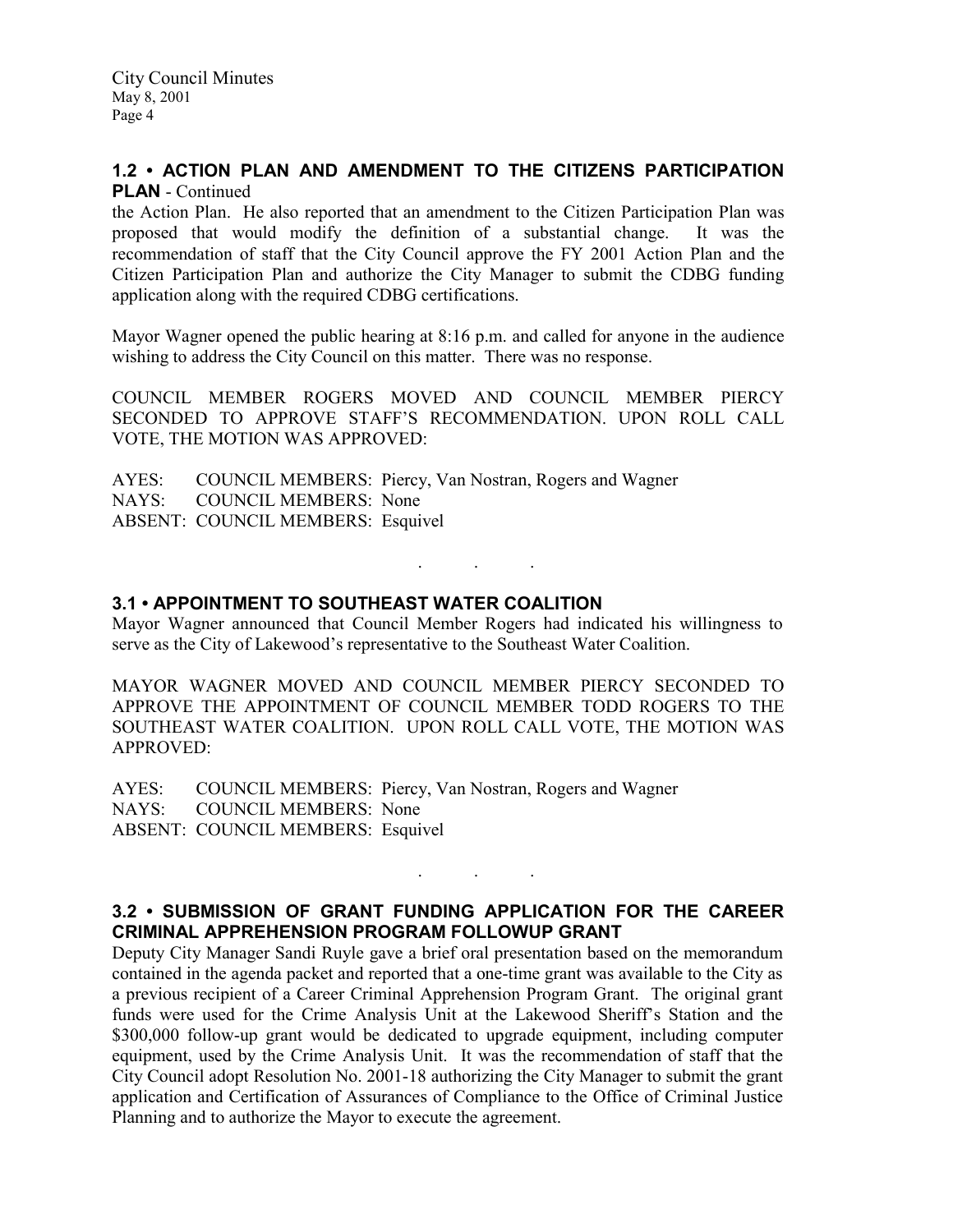## 1.2 • ACTION PLAN AND AMENDMENT TO THE CITIZENS PARTICIPATION PLAN - Continued

the Action Plan. He also reported that an amendment to the Citizen Participation Plan was proposed that would modify the definition of a substantial change. It was the recommendation of staff that the City Council approve the FY 2001 Action Plan and the Citizen Participation Plan and authorize the City Manager to submit the CDBG funding application along with the required CDBG certifications.

Mayor Wagner opened the public hearing at 8:16 p.m. and called for anyone in the audience wishing to address the City Council on this matter. There was no response.

COUNCIL MEMBER ROGERS MOVED AND COUNCIL MEMBER PIERCY SECONDED TO APPROVE STAFF'S RECOMMENDATION. UPON ROLL CALL VOTE, THE MOTION WAS APPROVED:

AYES: COUNCIL MEMBERS: Piercy, Van Nostran, Rogers and Wagner
NAYS: COUNCIL MEMBERS: None
ABSENT: COUNCIL MEMBERS: Esquivel

. . .

## 3.1 • APPOINTMENT TO SOUTHEAST WATER COALITION

Mayor Wagner announced that Council Member Rogers had indicated his willingness to serve as the City of Lakewood's representative to the Southeast Water Coalition.

MAYOR WAGNER MOVED AND COUNCIL MEMBER PIERCY SECONDED TO APPROVE THE APPOINTMENT OF COUNCIL MEMBER TODD ROGERS TO THE SOUTHEAST WATER COALITION. UPON ROLL CALL VOTE, THE MOTION WAS APPROVED:

AYES: COUNCIL MEMBERS: Piercy, Van Nostran, Rogers and Wagner
NAYS: COUNCIL MEMBERS: None
ABSENT: COUNCIL MEMBERS: Esquivel

. . .

## 3.2 • SUBMISSION OF GRANT FUNDING APPLICATION FOR THE CAREER CRIMINAL APPREHENSION PROGRAM FOLLOWUP GRANT

Deputy City Manager Sandi Ruyle gave a brief oral presentation based on the memorandum contained in the agenda packet and reported that a one-time grant was available to the City as a previous recipient of a Career Criminal Apprehension Program Grant. The original grant funds were used for the Crime Analysis Unit at the Lakewood Sheriff's Station and the \$300,000 follow-up grant would be dedicated to upgrade equipment, including computer equipment, used by the Crime Analysis Unit. It was the recommendation of staff that the City Council adopt Resolution No. 2001-18 authorizing the City Manager to submit the grant application and Certification of Assurances of Compliance to the Office of Criminal Justice Planning and to authorize the Mayor to execute the agreement.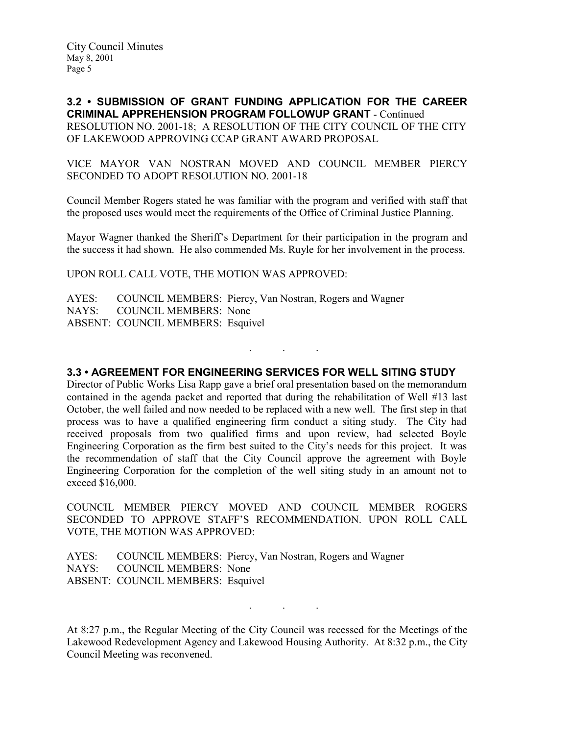**3.2 • SUBMISSION OF GRANT FUNDING APPLICATION FOR THE CAREER CRIMINAL APPREHENSION PROGRAM FOLLOWUP GRANT** - Continued

RESOLUTION NO. 2001-18; A RESOLUTION OF THE CITY COUNCIL OF THE CITY OF LAKEWOOD APPROVING CCAP GRANT AWARD PROPOSAL

VICE MAYOR VAN NOSTRAN MOVED AND COUNCIL MEMBER PIERCY SECONDED TO ADOPT RESOLUTION NO. 2001-18

Council Member Rogers stated he was familiar with the program and verified with staff that the proposed uses would meet the requirements of the Office of Criminal Justice Planning.

Mayor Wagner thanked the Sheriff's Department for their participation in the program and the success it had shown. He also commended Ms. Ruyle for her involvement in the process.

UPON ROLL CALL VOTE, THE MOTION WAS APPROVED:

AYES: COUNCIL MEMBERS: Piercy, Van Nostran, Rogers and Wagner
NAYS: COUNCIL MEMBERS: None
ABSENT: COUNCIL MEMBERS: Esquivel

. . .

**3.3 • AGREEMENT FOR ENGINEERING SERVICES FOR WELL SITING STUDY**

Director of Public Works Lisa Rapp gave a brief oral presentation based on the memorandum contained in the agenda packet and reported that during the rehabilitation of Well #13 last October, the well failed and now needed to be replaced with a new well. The first step in that process was to have a qualified engineering firm conduct a siting study. The City had received proposals from two qualified firms and upon review, had selected Boyle Engineering Corporation as the firm best suited to the City's needs for this project. It was the recommendation of staff that the City Council approve the agreement with Boyle Engineering Corporation for the completion of the well siting study in an amount not to exceed $16,000.

COUNCIL MEMBER PIERCY MOVED AND COUNCIL MEMBER ROGERS SECONDED TO APPROVE STAFF'S RECOMMENDATION. UPON ROLL CALL VOTE, THE MOTION WAS APPROVED:

AYES: COUNCIL MEMBERS: Piercy, Van Nostran, Rogers and Wagner
NAYS: COUNCIL MEMBERS: None
ABSENT: COUNCIL MEMBERS: Esquivel

. . .

At 8:27 p.m., the Regular Meeting of the City Council was recessed for the Meetings of the Lakewood Redevelopment Agency and Lakewood Housing Authority. At 8:32 p.m., the City Council Meeting was reconvened.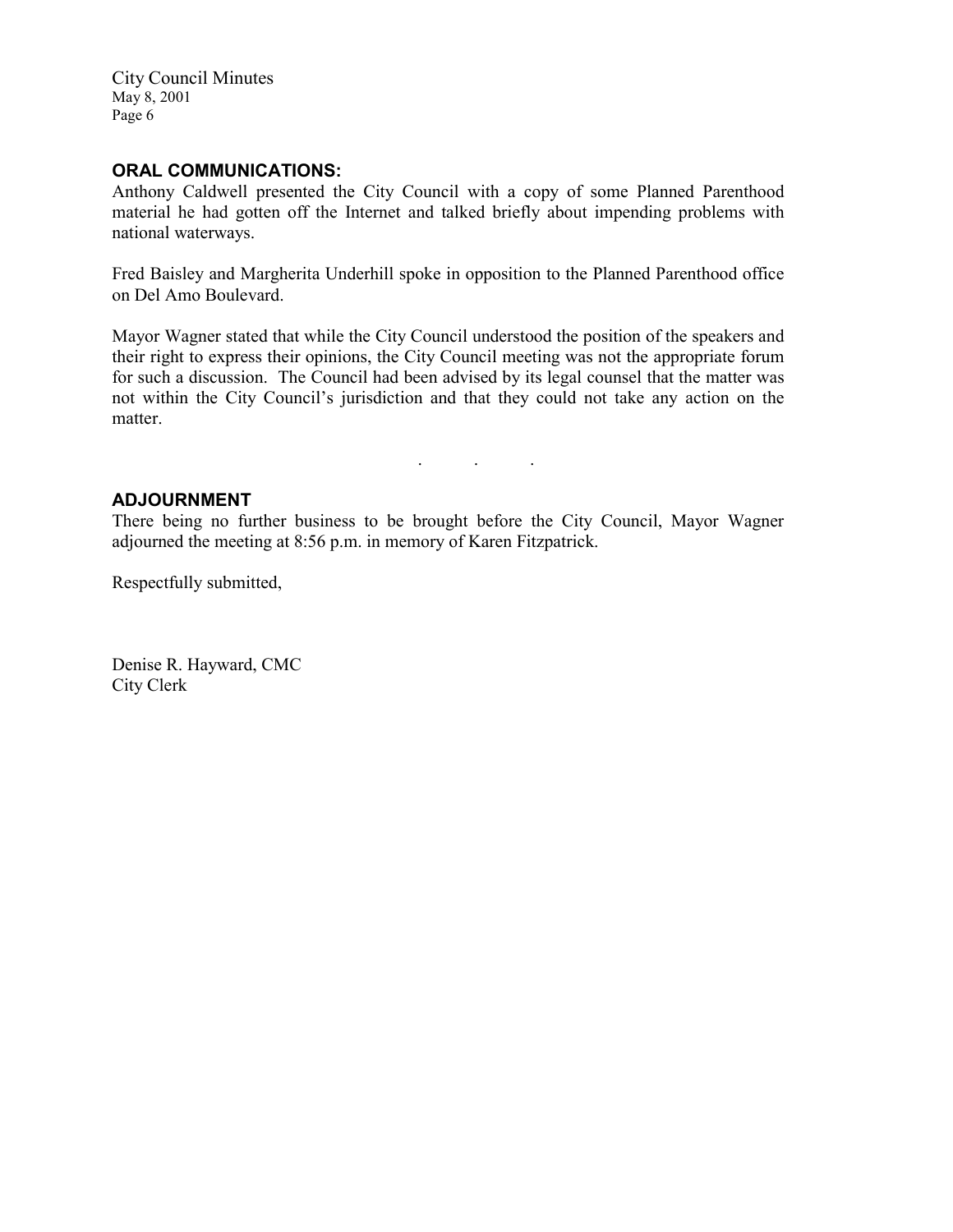## ORAL COMMUNICATIONS:

Anthony Caldwell presented the City Council with a copy of some Planned Parenthood material he had gotten off the Internet and talked briefly about impending problems with national waterways.

Fred Baisley and Margherita Underhill spoke in opposition to the Planned Parenthood office on Del Amo Boulevard.

Mayor Wagner stated that while the City Council understood the position of the speakers and their right to express their opinions, the City Council meeting was not the appropriate forum for such a discussion. The Council had been advised by its legal counsel that the matter was not within the City Council's jurisdiction and that they could not take any action on the matter.

. . .

## ADJOURNMENT

There being no further business to be brought before the City Council, Mayor Wagner adjourned the meeting at 8:56 p.m. in memory of Karen Fitzpatrick.

Respectfully submitted,

Denise R. Hayward, CMC
City Clerk